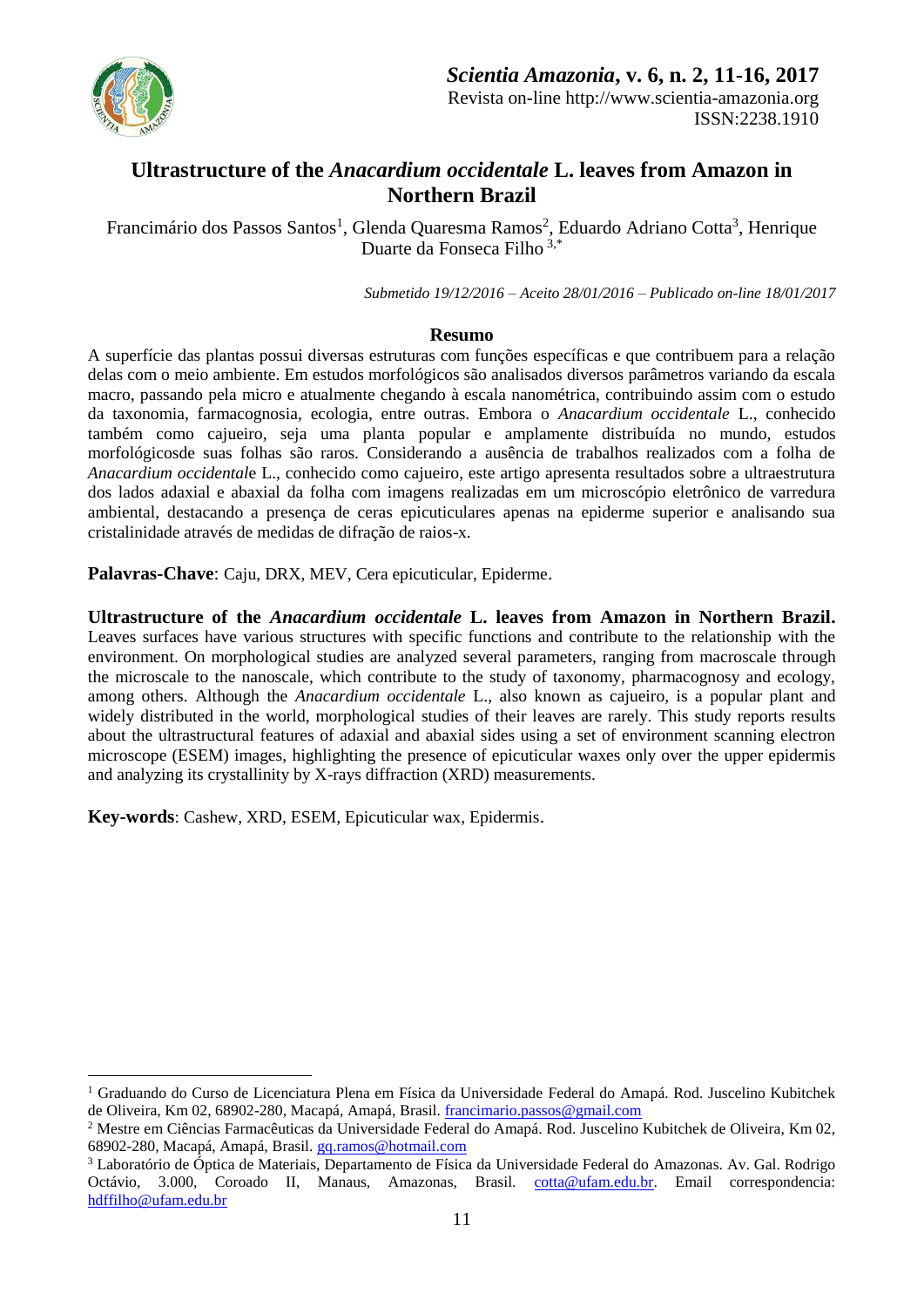# Ultrastructure of the *Anacardium occidentale* L. leaves from Amazon in Northern Brazil

Francimário dos Passos Santos[1], Glenda Quaresma Ramos[2], Eduardo Adriano Cotta[3], Henrique Duarte da Fonseca Filho[3,*]

*Submetido 19/12/2016 – Aceito 28/01/2016 – Publicado on-line 18/01/2017*

## Resumo

A superfície das plantas possui diversas estruturas com funções específicas e que contribuem para a relação delas com o meio ambiente. Em estudos morfológicos são analisados diversos parâmetros variando da escala macro, passando pela micro e atualmente chegando à escala nanométrica, contribuindo assim com o estudo da taxonomia, farmacognosia, ecologia, entre outras. Embora o *Anacardium occidentale* L., conhecido também como cajueiro, seja uma planta popular e amplamente distribuída no mundo, estudos morfológicosde suas folhas são raros. Considerando a ausência de trabalhos realizados com a folha de *Anacardium occidentale* L., conhecido como cajueiro, este artigo apresenta resultados sobre a ultraestrutura dos lados adaxial e abaxial da folha com imagens realizadas em um microscópio eletrônico de varredura ambiental, destacando a presença de ceras epicuticulares apenas na epiderme superior e analisando sua cristalinidade através de medidas de difração de raios-x.

**Palavras-Chave**: Caju, DRX, MEV, Cera epicuticular, Epiderme.

**Ultrastructure of the *Anacardium occidentale* L. leaves from Amazon in Northern Brazil.** Leaves surfaces have various structures with specific functions and contribute to the relationship with the environment. On morphological studies are analyzed several parameters, ranging from macroscale through the microscale to the nanoscale, which contribute to the study of taxonomy, pharmacognosy and ecology, among others. Although the *Anacardium occidentale* L., also known as cajueiro, is a popular plant and widely distributed in the world, morphological studies of their leaves are rarely. This study reports results about the ultrastructural features of adaxial and abaxial sides using a set of environment scanning electron microscope (ESEM) images, highlighting the presence of epicuticular waxes only over the upper epidermis and analyzing its crystallinity by X-rays diffraction (XRD) measurements.

**Key-words**: Cashew, XRD, ESEM, Epicuticular wax, Epidermis.

---

[1] Graduando do Curso de Licenciatura Plena em Física da Universidade Federal do Amapá. Rod. Juscelino Kubitchek de Oliveira, Km 02, 68902-280, Macapá, Amapá, Brasil. francimario.passos@gmail.com

[2] Mestre em Ciências Farmacêuticas da Universidade Federal do Amapá. Rod. Juscelino Kubitchek de Oliveira, Km 02, 68902-280, Macapá, Amapá, Brasil. gq.ramos@hotmail.com

[3] Laboratório de Óptica de Materiais, Departamento de Física da Universidade Federal do Amazonas. Av. Gal. Rodrigo Octávio, 3.000, Coroado II, Manaus, Amazonas, Brasil. cotta@ufam.edu.br. Email correspondencia: hdffilho@ufam.edu.br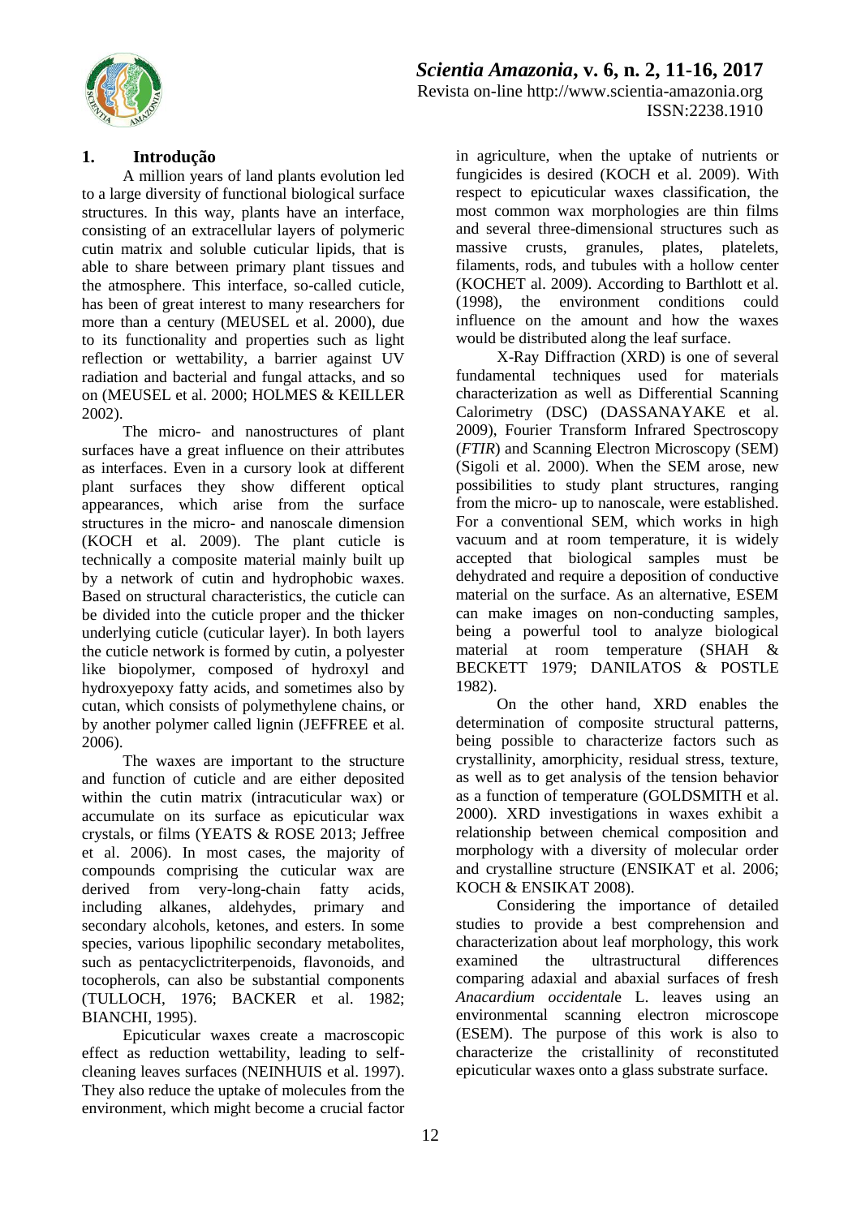## 1. Introdução

A million years of land plants evolution led to a large diversity of functional biological surface structures. In this way, plants have an interface, consisting of an extracellular layers of polymeric cutin matrix and soluble cuticular lipids, that is able to share between primary plant tissues and the atmosphere. This interface, so-called cuticle, has been of great interest to many researchers for more than a century (MEUSEL et al. 2000), due to its functionality and properties such as light reflection or wettability, a barrier against UV radiation and bacterial and fungal attacks, and so on (MEUSEL et al. 2000; HOLMES & KEILLER 2002).

The micro- and nanostructures of plant surfaces have a great influence on their attributes as interfaces. Even in a cursory look at different plant surfaces they show different optical appearances, which arise from the surface structures in the micro- and nanoscale dimension (KOCH et al. 2009). The plant cuticle is technically a composite material mainly built up by a network of cutin and hydrophobic waxes. Based on structural characteristics, the cuticle can be divided into the cuticle proper and the thicker underlying cuticle (cuticular layer). In both layers the cuticle network is formed by cutin, a polyester like biopolymer, composed of hydroxyl and hydroxyepoxy fatty acids, and sometimes also by cutan, which consists of polymethylene chains, or by another polymer called lignin (JEFFREE et al. 2006).

The waxes are important to the structure and function of cuticle and are either deposited within the cutin matrix (intracuticular wax) or accumulate on its surface as epicuticular wax crystals, or films (YEATS & ROSE 2013; Jeffree et al. 2006). In most cases, the majority of compounds comprising the cuticular wax are derived from very-long-chain fatty acids, including alkanes, aldehydes, primary and secondary alcohols, ketones, and esters. In some species, various lipophilic secondary metabolites, such as pentacyclictriterpenoids, flavonoids, and tocopherols, can also be substantial components (TULLOCH, 1976; BACKER et al. 1982; BIANCHI, 1995).

Epicuticular waxes create a macroscopic effect as reduction wettability, leading to self-cleaning leaves surfaces (NEINHUIS et al. 1997). They also reduce the uptake of molecules from the environment, which might become a crucial factor in agriculture, when the uptake of nutrients or fungicides is desired (KOCH et al. 2009). With respect to epicuticular waxes classification, the most common wax morphologies are thin films and several three-dimensional structures such as massive crusts, granules, plates, platelets, filaments, rods, and tubules with a hollow center (KOCHET al. 2009). According to Barthlott et al. (1998), the environment conditions could influence on the amount and how the waxes would be distributed along the leaf surface.

X-Ray Diffraction (XRD) is one of several fundamental techniques used for materials characterization as well as Differential Scanning Calorimetry (DSC) (DASSANAYAKE et al. 2009), Fourier Transform Infrared Spectroscopy (*FTIR*) and Scanning Electron Microscopy (SEM) (Sigoli et al. 2000). When the SEM arose, new possibilities to study plant structures, ranging from the micro- up to nanoscale, were established. For a conventional SEM, which works in high vacuum and at room temperature, it is widely accepted that biological samples must be dehydrated and require a deposition of conductive material on the surface. As an alternative, ESEM can make images on non-conducting samples, being a powerful tool to analyze biological material at room temperature (SHAH & BECKETT 1979; DANILATOS & POSTLE 1982).

On the other hand, XRD enables the determination of composite structural patterns, being possible to characterize factors such as crystallinity, amorphicity, residual stress, texture, as well as to get analysis of the tension behavior as a function of temperature (GOLDSMITH et al. 2000). XRD investigations in waxes exhibit a relationship between chemical composition and morphology with a diversity of molecular order and crystalline structure (ENSIKAT et al. 2006; KOCH & ENSIKAT 2008).

Considering the importance of detailed studies to provide a best comprehension and characterization about leaf morphology, this work examined the ultrastructural differences comparing adaxial and abaxial surfaces of fresh *Anacardium occidental*e L. leaves using an environmental scanning electron microscope (ESEM). The purpose of this work is also to characterize the cristallinity of reconstituted epicuticular waxes onto a glass substrate surface.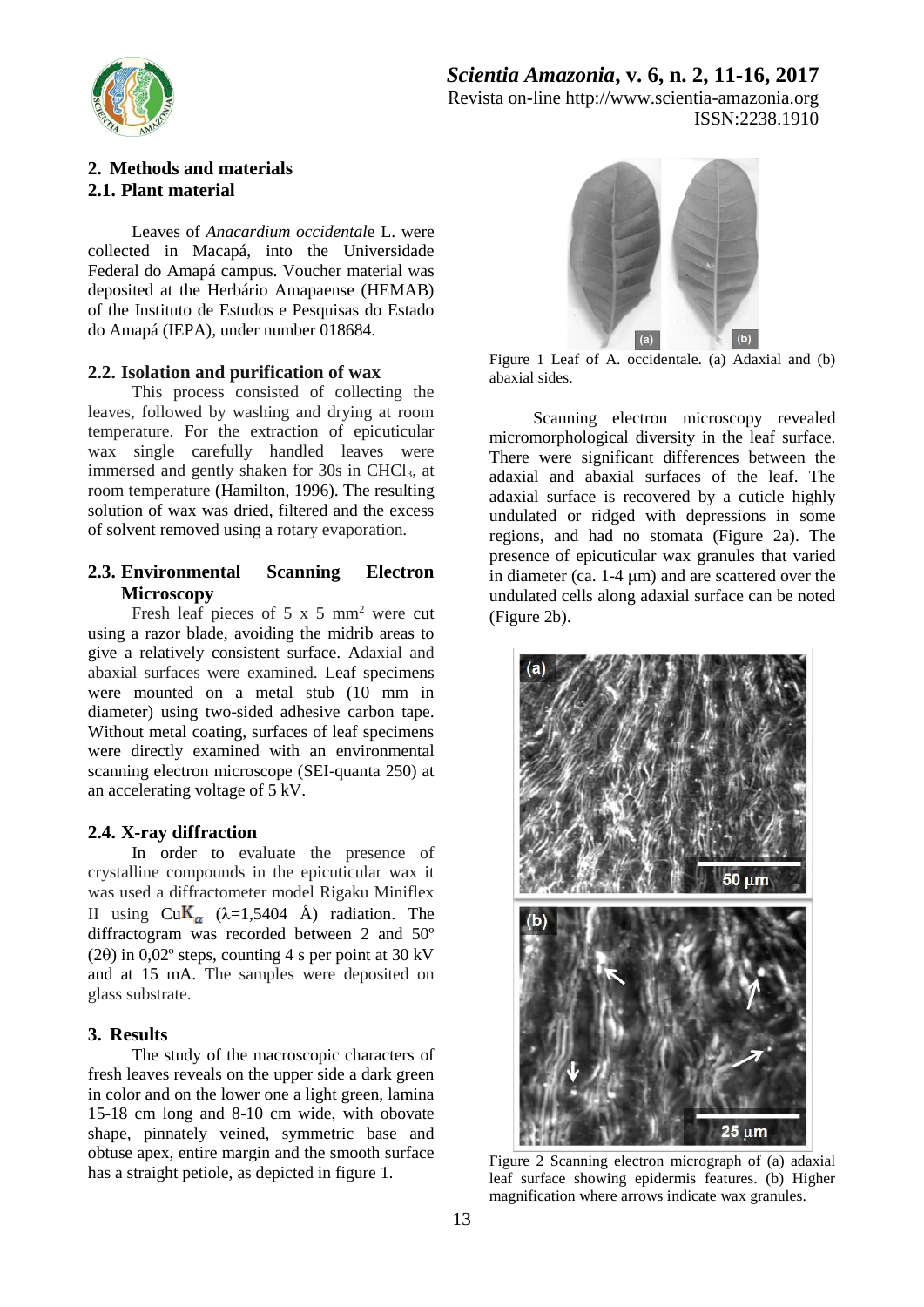## 2. Methods and materials

### 2.1. Plant material

Leaves of *Anacardium occidentale* L. were collected in Macapá, into the Universidade Federal do Amapá campus. Voucher material was deposited at the Herbário Amapaense (HEMAB) of the Instituto de Estudos e Pesquisas do Estado do Amapá (IEPA), under number 018684.

### 2.2. Isolation and purification of wax

This process consisted of collecting the leaves, followed by washing and drying at room temperature. For the extraction of epicuticular wax single carefully handled leaves were immersed and gently shaken for 30s in $CHCl_3$, at room temperature (Hamilton, 1996). The resulting solution of wax was dried, filtered and the excess of solvent removed using a rotary evaporation.

### 2.3. Environmental Scanning Electron Microscopy

Fresh leaf pieces of 5 x 5 $mm^2$ were cut using a razor blade, avoiding the midrib areas to give a relatively consistent surface. Adaxial and abaxial surfaces were examined. Leaf specimens were mounted on a metal stub (10 mm in diameter) using two-sided adhesive carbon tape. Without metal coating, surfaces of leaf specimens were directly examined with an environmental scanning electron microscope (SEI-quanta 250) at an accelerating voltage of 5 kV.

### 2.4. X-ray diffraction

In order to evaluate the presence of crystalline compounds in the epicuticular wax it was used a diffractometer model Rigaku Miniflex II using Cu$K_\alpha$ ($\lambda$=1,5404 Å) radiation. The diffractogram was recorded between 2 and 50º (2θ) in 0,02º steps, counting 4 s per point at 30 kV and at 15 mA. The samples were deposited on glass substrate.

## 3. Results

The study of the macroscopic characters of fresh leaves reveals on the upper side a dark green in color and on the lower one a light green, lamina 15-18 cm long and 8-10 cm wide, with obovate shape, pinnately veined, symmetric base and obtuse apex, entire margin and the smooth surface has a straight petiole, as depicted in figure 1.

Figure 1 Leaf of A. occidentale. (a) Adaxial and (b) abaxial sides.

Scanning electron microscopy revealed micromorphological diversity in the leaf surface. There were significant differences between the adaxial and abaxial surfaces of the leaf. The adaxial surface is recovered by a cuticle highly undulated or ridged with depressions in some regions, and had no stomata (Figure 2a). The presence of epicuticular wax granules that varied in diameter (ca. 1-4 μm) and are scattered over the undulated cells along adaxial surface can be noted (Figure 2b).

Figure 2 Scanning electron micrograph of (a) adaxial leaf surface showing epidermis features. (b) Higher magnification where arrows indicate wax granules.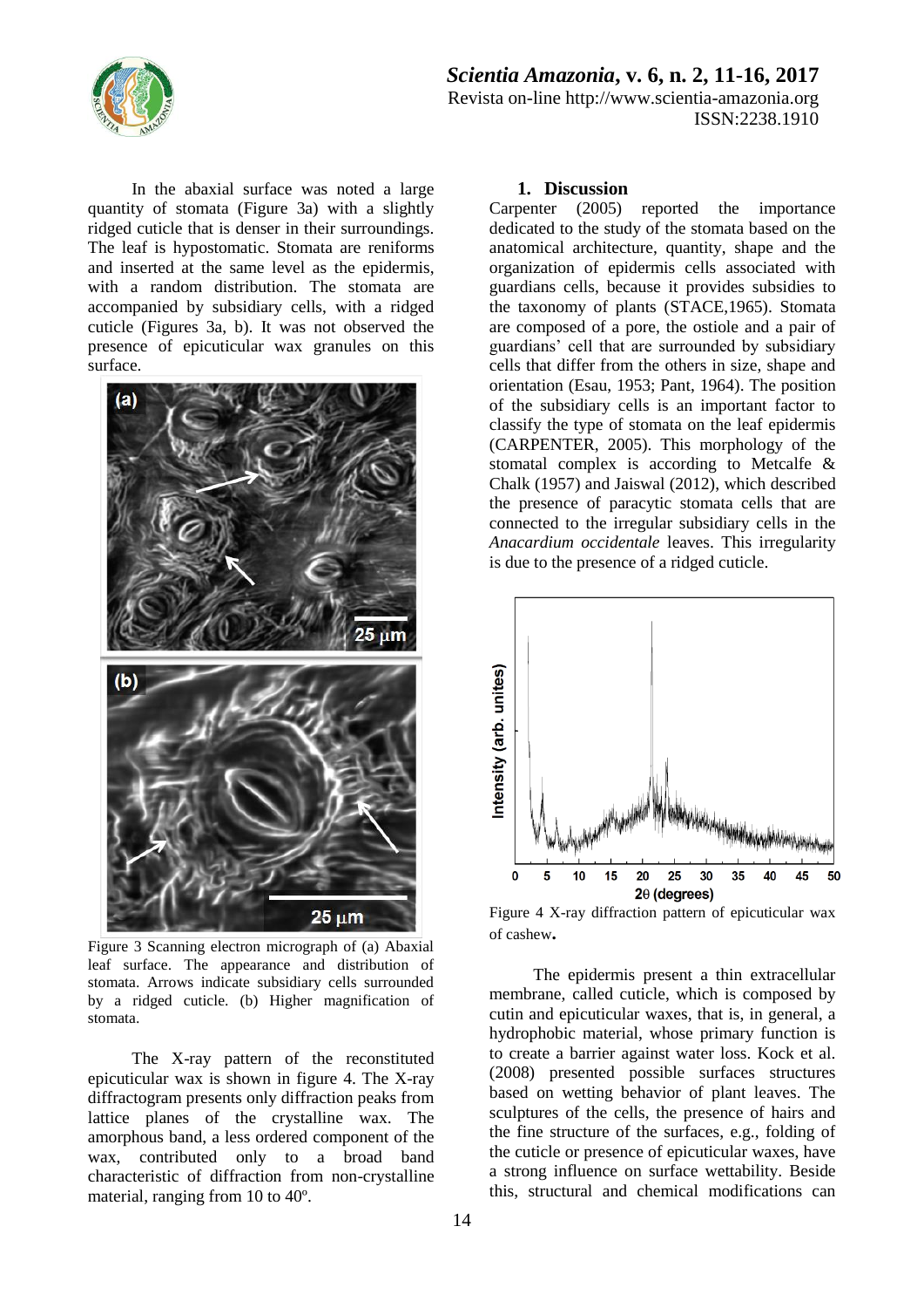In the abaxial surface was noted a large quantity of stomata (Figure 3a) with a slightly ridged cuticle that is denser in their surroundings. The leaf is hypostomatic. Stomata are reniforms and inserted at the same level as the epidermis, with a random distribution. The stomata are accompanied by subsidiary cells, with a ridged cuticle (Figures 3a, b). It was not observed the presence of epicuticular wax granules on this surface.

Figure 3 Scanning electron micrograph of (a) Abaxial leaf surface. The appearance and distribution of stomata. Arrows indicate subsidiary cells surrounded by a ridged cuticle. (b) Higher magnification of stomata.

The X-ray pattern of the reconstituted epicuticular wax is shown in figure 4. The X-ray diffractogram presents only diffraction peaks from lattice planes of the crystalline wax. The amorphous band, a less ordered component of the wax, contributed only to a broad band characteristic of diffraction from non-crystalline material, ranging from 10 to 40º.

## 1. Discussion

Carpenter (2005) reported the importance dedicated to the study of the stomata based on the anatomical architecture, quantity, shape and the organization of epidermis cells associated with guardians cells, because it provides subsidies to the taxonomy of plants (STACE,1965). Stomata are composed of a pore, the ostiole and a pair of guardians' cell that are surrounded by subsidiary cells that differ from the others in size, shape and orientation (Esau, 1953; Pant, 1964). The position of the subsidiary cells is an important factor to classify the type of stomata on the leaf epidermis (CARPENTER, 2005). This morphology of the stomatal complex is according to Metcalfe & Chalk (1957) and Jaiswal (2012), which described the presence of paracytic stomata cells that are connected to the irregular subsidiary cells in the *Anacardium occidentale* leaves. This irregularity is due to the presence of a ridged cuticle.

Figure 4 X-ray diffraction pattern of epicuticular wax of cashew**.**

The epidermis present a thin extracellular membrane, called cuticle, which is composed by cutin and epicuticular waxes, that is, in general, a hydrophobic material, whose primary function is to create a barrier against water loss. Kock et al. (2008) presented possible surfaces structures based on wetting behavior of plant leaves. The sculptures of the cells, the presence of hairs and the fine structure of the surfaces, e.g., folding of the cuticle or presence of epicuticular waxes, have a strong influence on surface wettability. Beside this, structural and chemical modifications can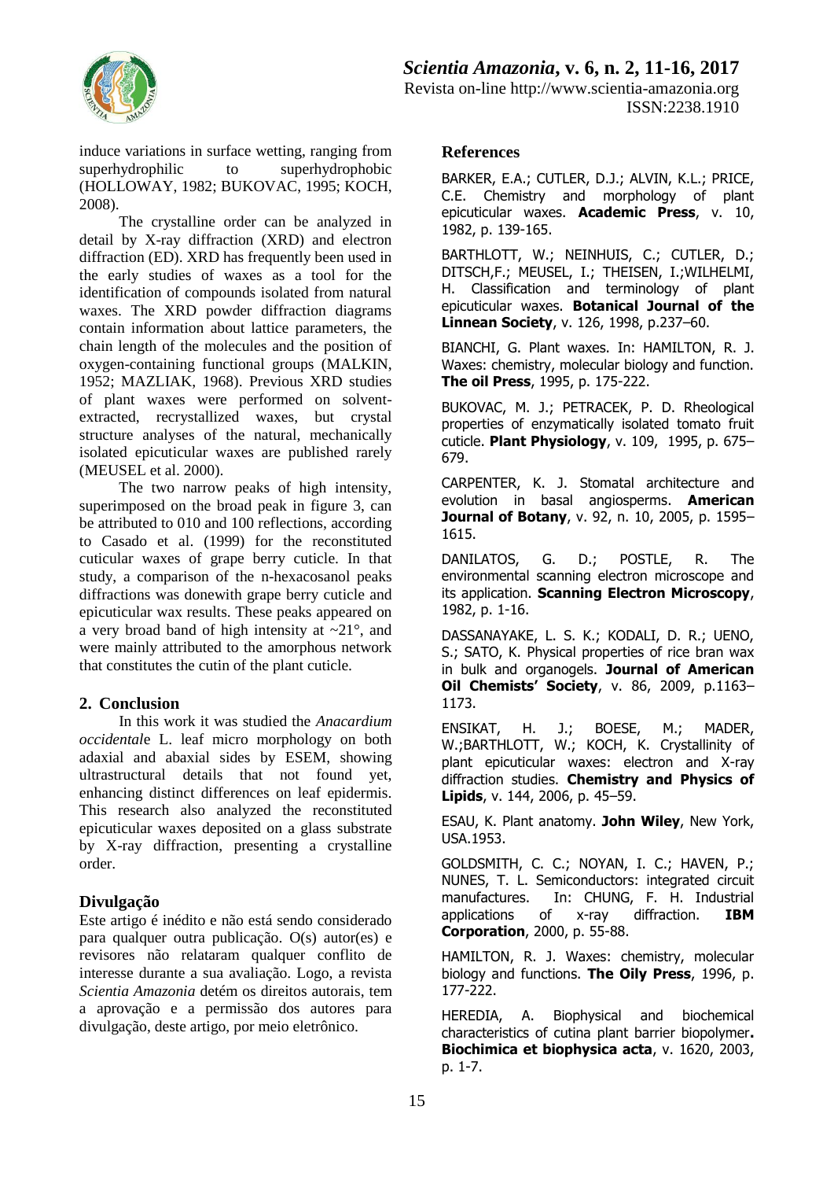induce variations in surface wetting, ranging from superhydrophilic to superhydrophobic (HOLLOWAY, 1982; BUKOVAC, 1995; KOCH, 2008).

The crystalline order can be analyzed in detail by X-ray diffraction (XRD) and electron diffraction (ED). XRD has frequently been used in the early studies of waxes as a tool for the identification of compounds isolated from natural waxes. The XRD powder diffraction diagrams contain information about lattice parameters, the chain length of the molecules and the position of oxygen-containing functional groups (MALKIN, 1952; MAZLIAK, 1968). Previous XRD studies of plant waxes were performed on solvent-extracted, recrystallized waxes, but crystal structure analyses of the natural, mechanically isolated epicuticular waxes are published rarely (MEUSEL et al. 2000).

The two narrow peaks of high intensity, superimposed on the broad peak in figure 3, can be attributed to 010 and 100 reflections, according to Casado et al. (1999) for the reconstituted cuticular waxes of grape berry cuticle. In that study, a comparison of the n-hexacosanol peaks diffractions was donewith grape berry cuticle and epicuticular wax results. These peaks appeared on a very broad band of high intensity at ~21°, and were mainly attributed to the amorphous network that constitutes the cutin of the plant cuticle.

## 2. Conclusion

In this work it was studied the *Anacardium occidental*e L. leaf micro morphology on both adaxial and abaxial sides by ESEM, showing ultrastructural details that not found yet, enhancing distinct differences on leaf epidermis. This research also analyzed the reconstituted epicuticular waxes deposited on a glass substrate by X-ray diffraction, presenting a crystalline order.

## Divulgação

Este artigo é inédito e não está sendo considerado para qualquer outra publicação. O(s) autor(es) e revisores não relataram qualquer conflito de interesse durante a sua avaliação. Logo, a revista *Scientia Amazonia* detém os direitos autorais, tem a aprovação e a permissão dos autores para divulgação, deste artigo, por meio eletrônico.

## References

BARKER, E.A.; CUTLER, D.J.; ALVIN, K.L.; PRICE, C.E. Chemistry and morphology of plant epicuticular waxes. **Academic Press**, v. 10, 1982, p. 139-165.

BARTHLOTT, W.; NEINHUIS, C.; CUTLER, D.; DITSCH,F.; MEUSEL, I.; THEISEN, I.;WILHELMI, H. Classification and terminology of plant epicuticular waxes. **Botanical Journal of the Linnean Society**, v. 126, 1998, p.237–60.

BIANCHI, G. Plant waxes. In: HAMILTON, R. J. Waxes: chemistry, molecular biology and function. **The oil Press**, 1995, p. 175-222.

BUKOVAC, M. J.; PETRACEK, P. D. Rheological properties of enzymatically isolated tomato fruit cuticle. **Plant Physiology**, v. 109, 1995, p. 675–679.

CARPENTER, K. J. Stomatal architecture and evolution in basal angiosperms. **American Journal of Botany**, v. 92, n. 10, 2005, p. 1595–1615.

DANILATOS, G. D.; POSTLE, R. The environmental scanning electron microscope and its application. **Scanning Electron Microscopy**, 1982, p. 1-16.

DASSANAYAKE, L. S. K.; KODALI, D. R.; UENO, S.; SATO, K. Physical properties of rice bran wax in bulk and organogels. **Journal of American Oil Chemists' Society**, v. 86, 2009, p.1163–1173.

ENSIKAT, H. J.; BOESE, M.; MADER, W.;BARTHLOTT, W.; KOCH, K. Crystallinity of plant epicuticular waxes: electron and X-ray diffraction studies. **Chemistry and Physics of Lipids**, v. 144, 2006, p. 45–59.

ESAU, K. Plant anatomy. **John Wiley**, New York, USA.1953.

GOLDSMITH, C. C.; NOYAN, I. C.; HAVEN, P.; NUNES, T. L. Semiconductors: integrated circuit manufactures. In: CHUNG, F. H. Industrial applications of x-ray diffraction. **IBM Corporation**, 2000, p. 55-88.

HAMILTON, R. J. Waxes: chemistry, molecular biology and functions. **The Oily Press**, 1996, p. 177-222.

HEREDIA, A. Biophysical and biochemical characteristics of cutina plant barrier biopolymer**. Biochimica et biophysica acta**, v. 1620, 2003, p. 1-7.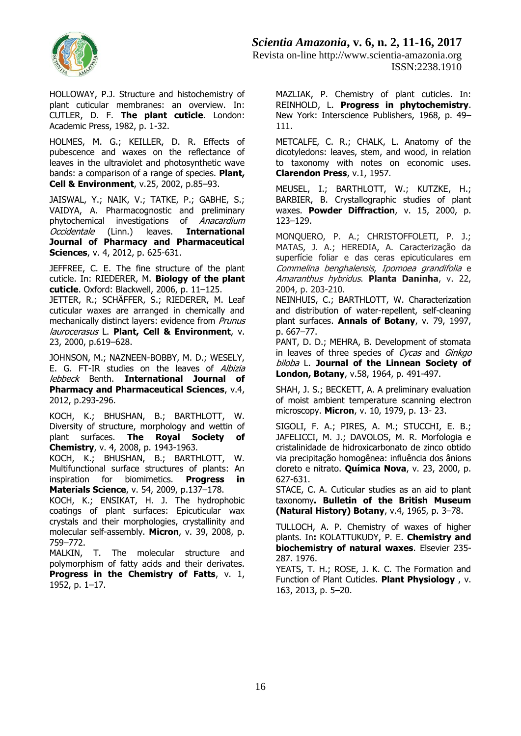HOLLOWAY, P.J. Structure and histochemistry of plant cuticular membranes: an overview. In: CUTLER, D. F. **The plant cuticle**. London: Academic Press, 1982, p. 1-32.

HOLMES, M. G.; KEILLER, D. R. Effects of pubescence and waxes on the reflectance of leaves in the ultraviolet and photosynthetic wave bands: a comparison of a range of species. **Plant, Cell & Environment**, v.25, 2002, p.85–93.

JAISWAL, Y.; NAIK, V.; TATKE, P.; GABHE, S.; VAIDYA, A. Pharmacognostic and preliminary phytochemical investigations of *Anacardium Occidentale* (Linn.) leaves. **International Journal of Pharmacy and Pharmaceutical Sciences**, v. 4, 2012, p. 625-631.

JEFFREE, C. E. The fine structure of the plant cuticle. In: RIEDERER, M. **Biology of the plant cuticle**. Oxford: Blackwell, 2006, p. 11–125.

JETTER, R.; SCHÄFFER, S.; RIEDERER, M. Leaf cuticular waxes are arranged in chemically and mechanically distinct layers: evidence from *Prunus laurocerasus* L. **Plant, Cell & Environment**, v. 23, 2000, p.619–628.

JOHNSON, M.; NAZNEEN-BOBBY, M. D.; WESELY, E. G. FT-IR studies on the leaves of *Albizia lebbeck* Benth. **International Journal of Pharmacy and Pharmaceutical Sciences**, v.4, 2012, p.293-296.

KOCH, K.; BHUSHAN, B.; BARTHLOTT, W. Diversity of structure, morphology and wettin of plant surfaces. **The Royal Society of Chemistry**, v. 4, 2008, p. 1943-1963.

KOCH, K.; BHUSHAN, B.; BARTHLOTT, W. Multifunctional surface structures of plants: An inspiration for biomimetics. **Progress in Materials Science**, v. 54, 2009, p.137–178.

KOCH, K.; ENSIKAT, H. J. The hydrophobic coatings of plant surfaces: Epicuticular wax crystals and their morphologies, crystallinity and molecular self-assembly. **Micron**, v. 39, 2008, p. 759–772.

MALKIN, T. The molecular structure and polymorphism of fatty acids and their derivates. **Progress in the Chemistry of Fatts**, v. 1, 1952, p. 1–17.

MAZLIAK, P. Chemistry of plant cuticles. In: REINHOLD, L. **Progress in phytochemistry**. New York: Interscience Publishers, 1968, p. 49–111.

METCALFE, C. R.; CHALK, L. Anatomy of the dicotyledons: leaves, stem, and wood, in relation to taxonomy with notes on economic uses. **Clarendon Press**, v.1, 1957.

MEUSEL, I.; BARTHLOTT, W.; KUTZKE, H.; BARBIER, B. Crystallographic studies of plant waxes. **Powder Diffraction**, v. 15, 2000, p. 123–129.

MONQUERO, P. A.; CHRISTOFFOLETI, P. J.; MATAS, J. A.; HEREDIA, A. Caracterização da superfície foliar e das ceras epicuticulares em *Commelina benghalensis*, *Ipomoea grandifolia* e *Amaranthus hybridus*. **Planta Daninha**, v. 22, 2004, p. 203-210.

NEINHUIS, C.; BARTHLOTT, W. Characterization and distribution of water-repellent, self-cleaning plant surfaces. **Annals of Botany**, v. 79, 1997, p. 667–77.

PANT, D. D.; MEHRA, B. Development of stomata in leaves of three species of *Cycas* and *Ginkgo biloba* L. **Journal of the Linnean Society of London, Botany**, v.58, 1964, p. 491-497.

SHAH, J. S.; BECKETT, A. A preliminary evaluation of moist ambient temperature scanning electron microscopy. **Micron**, v. 10, 1979, p. 13- 23.

SIGOLI, F. A.; PIRES, A. M.; STUCCHI, E. B.; JAFELICCI, M. J.; DAVOLOS, M. R. Morfologia e cristalinidade de hidroxicarbonato de zinco obtido via precipitação homogênea: influência dos ânions cloreto e nitrato. **Química Nova**, v. 23, 2000, p. 627-631.

STACE, C. A. Cuticular studies as an aid to plant taxonomy**. Bulletin of the British Museum (Natural History) Botany**, v.4, 1965, p. 3–78.

TULLOCH, A. P. Chemistry of waxes of higher plants. In**:** KOLATTUKUDY, P. E. **Chemistry and biochemistry of natural waxes**. Elsevier 235-287. 1976.

YEATS, T. H.; ROSE, J. K. C. The Formation and Function of Plant Cuticles. **Plant Physiology** , v. 163, 2013, p. 5–20.